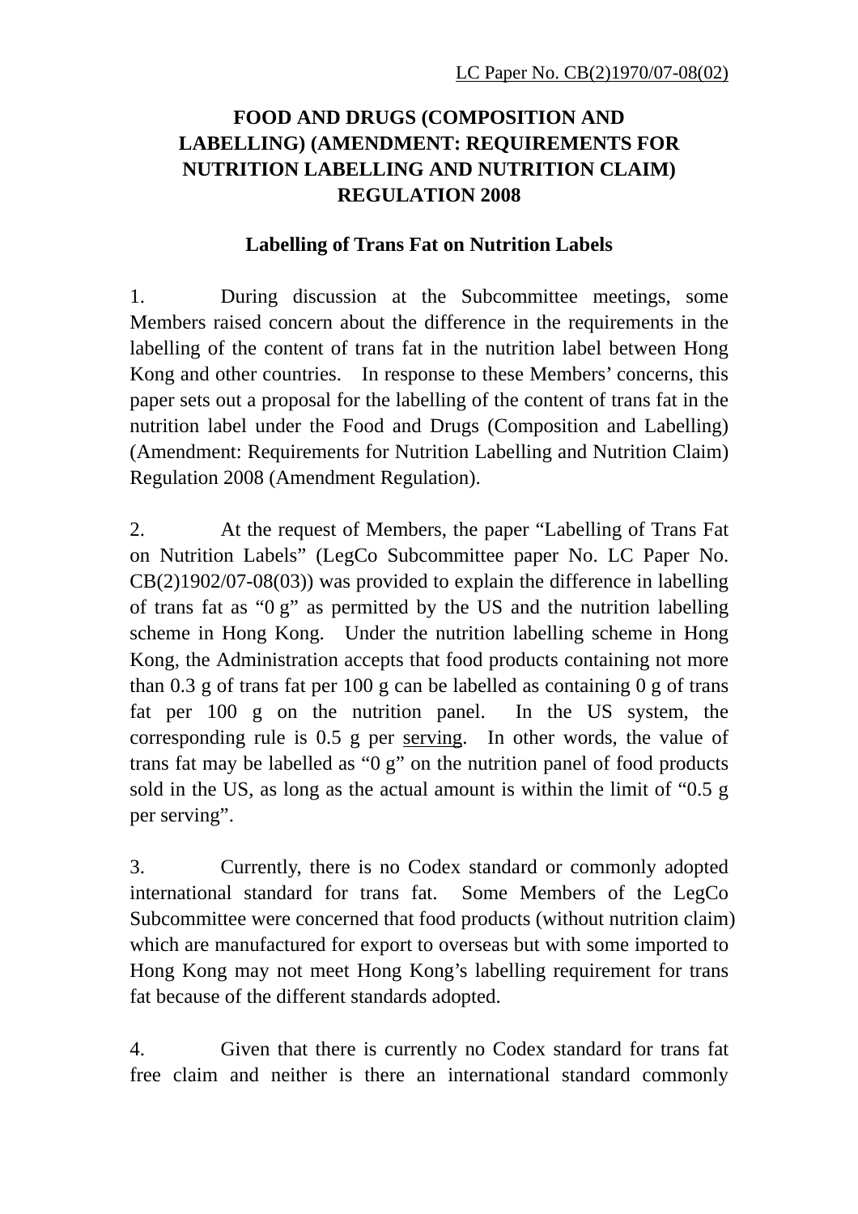LC Paper No. CB(2)1970/07-08(02)

# FOOD AND DRUGS (COMPOSITION AND LABELLING) (AMENDMENT: REQUIREMENTS FOR NUTRITION LABELLING AND NUTRITION CLAIM) REGULATION 2008

## Labelling of Trans Fat on Nutrition Labels

1. During discussion at the Subcommittee meetings, some Members raised concern about the difference in the requirements in the labelling of the content of trans fat in the nutrition label between Hong Kong and other countries. In response to these Members' concerns, this paper sets out a proposal for the labelling of the content of trans fat in the nutrition label under the Food and Drugs (Composition and Labelling) (Amendment: Requirements for Nutrition Labelling and Nutrition Claim) Regulation 2008 (Amendment Regulation).

2. At the request of Members, the paper "Labelling of Trans Fat on Nutrition Labels" (LegCo Subcommittee paper No. LC Paper No. CB(2)1902/07-08(03)) was provided to explain the difference in labelling of trans fat as "0 g" as permitted by the US and the nutrition labelling scheme in Hong Kong. Under the nutrition labelling scheme in Hong Kong, the Administration accepts that food products containing not more than 0.3 g of trans fat per 100 g can be labelled as containing 0 g of trans fat per 100 g on the nutrition panel. In the US system, the corresponding rule is 0.5 g per <u>serving</u>. In other words, the value of trans fat may be labelled as "0 g" on the nutrition panel of food products sold in the US, as long as the actual amount is within the limit of "0.5 g per serving".

3. Currently, there is no Codex standard or commonly adopted international standard for trans fat. Some Members of the LegCo Subcommittee were concerned that food products (without nutrition claim) which are manufactured for export to overseas but with some imported to Hong Kong may not meet Hong Kong's labelling requirement for trans fat because of the different standards adopted.

4. Given that there is currently no Codex standard for trans fat free claim and neither is there an international standard commonly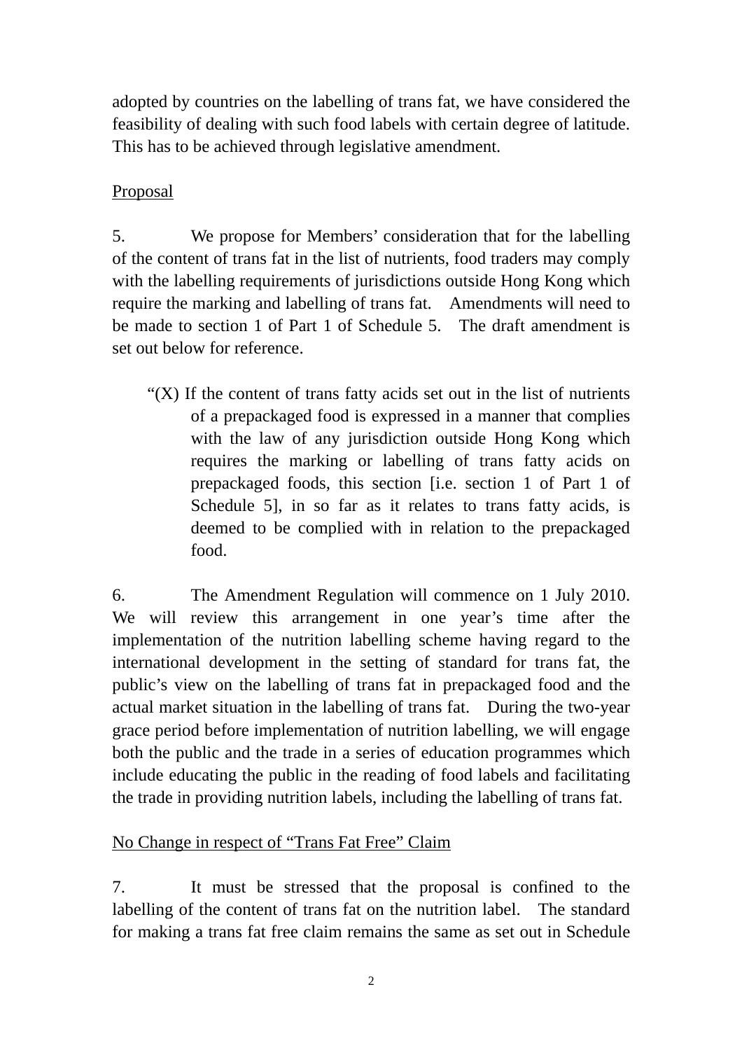adopted by countries on the labelling of trans fat, we have considered the feasibility of dealing with such food labels with certain degree of latitude. This has to be achieved through legislative amendment.

<u>Proposal</u>

5. We propose for Members' consideration that for the labelling of the content of trans fat in the list of nutrients, food traders may comply with the labelling requirements of jurisdictions outside Hong Kong which require the marking and labelling of trans fat. Amendments will need to be made to section 1 of Part 1 of Schedule 5. The draft amendment is set out below for reference.

> "(X) If the content of trans fatty acids set out in the list of nutrients of a prepackaged food is expressed in a manner that complies with the law of any jurisdiction outside Hong Kong which requires the marking or labelling of trans fatty acids on prepackaged foods, this section [i.e. section 1 of Part 1 of Schedule 5], in so far as it relates to trans fatty acids, is deemed to be complied with in relation to the prepackaged food.

6. The Amendment Regulation will commence on 1 July 2010. We will review this arrangement in one year's time after the implementation of the nutrition labelling scheme having regard to the international development in the setting of standard for trans fat, the public's view on the labelling of trans fat in prepackaged food and the actual market situation in the labelling of trans fat. During the two-year grace period before implementation of nutrition labelling, we will engage both the public and the trade in a series of education programmes which include educating the public in the reading of food labels and facilitating the trade in providing nutrition labels, including the labelling of trans fat.

<u>No Change in respect of "Trans Fat Free" Claim</u>

7. It must be stressed that the proposal is confined to the labelling of the content of trans fat on the nutrition label. The standard for making a trans fat free claim remains the same as set out in Schedule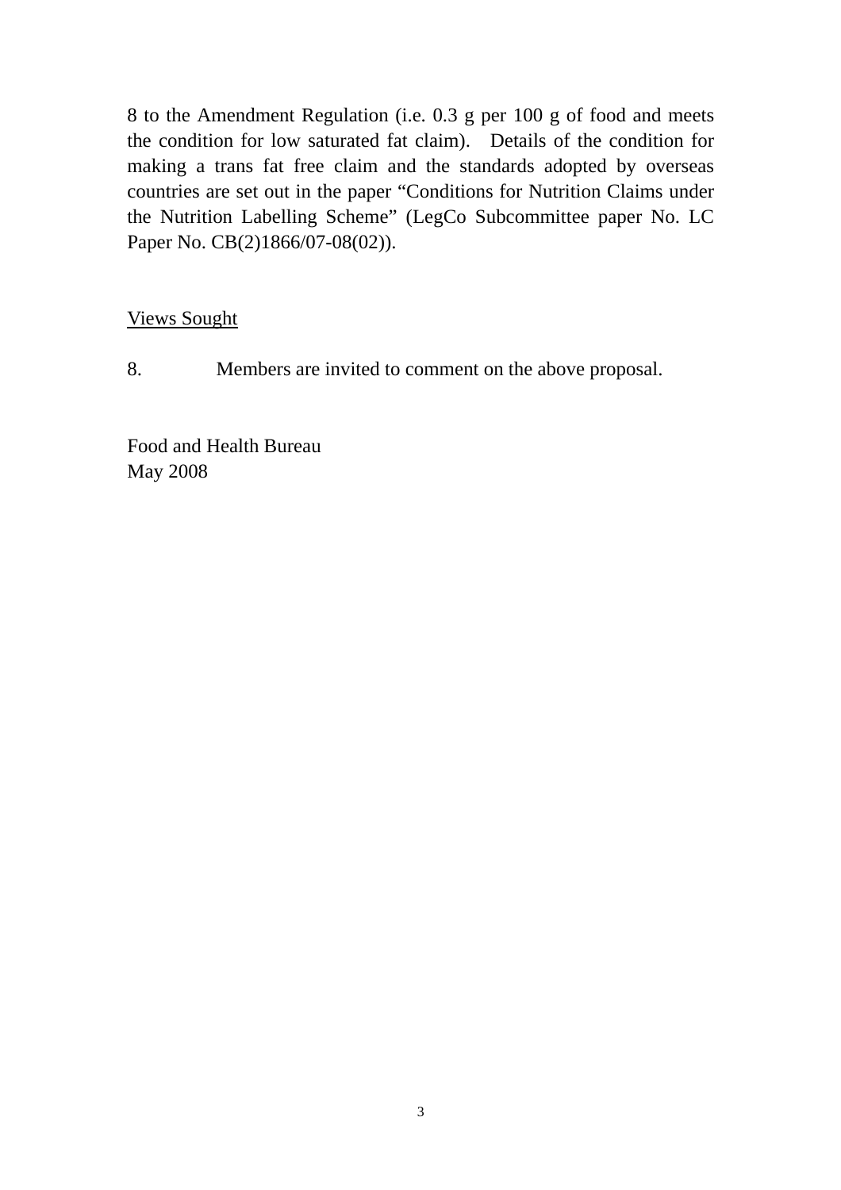8 to the Amendment Regulation (i.e. 0.3 g per 100 g of food and meets the condition for low saturated fat claim). Details of the condition for making a trans fat free claim and the standards adopted by overseas countries are set out in the paper "Conditions for Nutrition Claims under the Nutrition Labelling Scheme" (LegCo Subcommittee paper No. LC Paper No. CB(2)1866/07-08(02)).

## Views Sought

8. Members are invited to comment on the above proposal.

Food and Health Bureau
May 2008